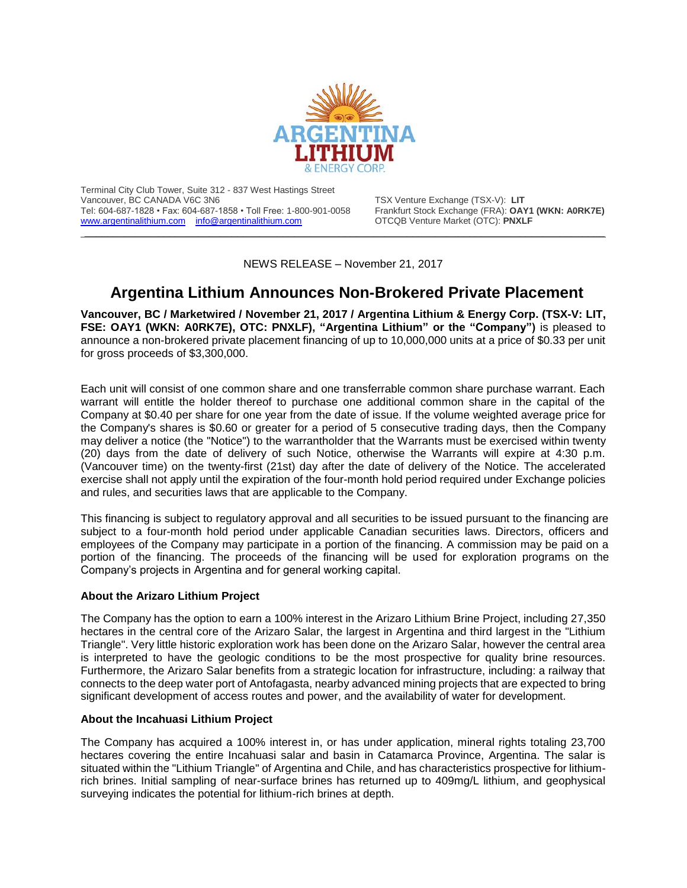Terminal City Club Tower, Suite 312 - 837 West Hastings Street
Vancouver, BC CANADA V6C 3N6
Tel: 604-687-1828 • Fax: 604-687-1858 • Toll Free: 1-800-901-0058
[www.argentinalithium.com](http://www.argentinalithium.com) [info@argentinalithium.com](mailto:info@argentinalithium.com)

TSX Venture Exchange (TSX-V): **LIT**
Frankfurt Stock Exchange (FRA): **OAY1 (WKN: A0RK7E)**
OTCQB Venture Market (OTC): **PNXLF**

NEWS RELEASE – November 21, 2017

# Argentina Lithium Announces Non-Brokered Private Placement

**Vancouver, BC / Marketwired / November 21, 2017 / Argentina Lithium & Energy Corp. (TSX-V: LIT, FSE: OAY1 (WKN: A0RK7E), OTC: PNXLF), "Argentina Lithium" or the "Company")** is pleased to announce a non-brokered private placement financing of up to 10,000,000 units at a price of $0.33 per unit for gross proceeds of $3,300,000.

Each unit will consist of one common share and one transferrable common share purchase warrant. Each warrant will entitle the holder thereof to purchase one additional common share in the capital of the Company at $0.40 per share for one year from the date of issue. If the volume weighted average price for the Company's shares is $0.60 or greater for a period of 5 consecutive trading days, then the Company may deliver a notice (the "Notice") to the warrantholder that the Warrants must be exercised within twenty (20) days from the date of delivery of such Notice, otherwise the Warrants will expire at 4:30 p.m. (Vancouver time) on the twenty-first (21st) day after the date of delivery of the Notice. The accelerated exercise shall not apply until the expiration of the four-month hold period required under Exchange policies and rules, and securities laws that are applicable to the Company.

This financing is subject to regulatory approval and all securities to be issued pursuant to the financing are subject to a four-month hold period under applicable Canadian securities laws. Directors, officers and employees of the Company may participate in a portion of the financing. A commission may be paid on a portion of the financing. The proceeds of the financing will be used for exploration programs on the Company's projects in Argentina and for general working capital.

### About the Arizaro Lithium Project

The Company has the option to earn a 100% interest in the Arizaro Lithium Brine Project, including 27,350 hectares in the central core of the Arizaro Salar, the largest in Argentina and third largest in the "Lithium Triangle". Very little historic exploration work has been done on the Arizaro Salar, however the central area is interpreted to have the geologic conditions to be the most prospective for quality brine resources. Furthermore, the Arizaro Salar benefits from a strategic location for infrastructure, including: a railway that connects to the deep water port of Antofagasta, nearby advanced mining projects that are expected to bring significant development of access routes and power, and the availability of water for development.

### About the Incahuasi Lithium Project

The Company has acquired a 100% interest in, or has under application, mineral rights totaling 23,700 hectares covering the entire Incahuasi salar and basin in Catamarca Province, Argentina. The salar is situated within the "Lithium Triangle" of Argentina and Chile, and has characteristics prospective for lithium-rich brines. Initial sampling of near-surface brines has returned up to 409mg/L lithium, and geophysical surveying indicates the potential for lithium-rich brines at depth.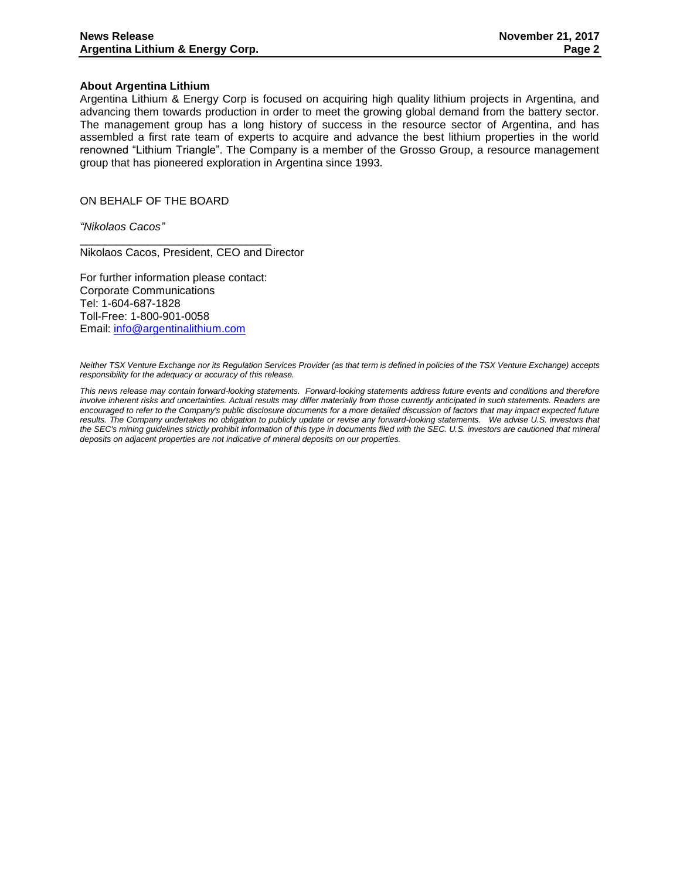## About Argentina Lithium

Argentina Lithium & Energy Corp is focused on acquiring high quality lithium projects in Argentina, and advancing them towards production in order to meet the growing global demand from the battery sector. The management group has a long history of success in the resource sector of Argentina, and has assembled a first rate team of experts to acquire and advance the best lithium properties in the world renowned "Lithium Triangle". The Company is a member of the Grosso Group, a resource management group that has pioneered exploration in Argentina since 1993.

ON BEHALF OF THE BOARD

*"Nikolaos Cacos"*

______________________________

Nikolaos Cacos, President, CEO and Director

For further information please contact:
Corporate Communications
Tel: 1-604-687-1828
Toll-Free: 1-800-901-0058
Email: info@argentinalithium.com

*Neither TSX Venture Exchange nor its Regulation Services Provider (as that term is defined in policies of the TSX Venture Exchange) accepts responsibility for the adequacy or accuracy of this release.*

*This news release may contain forward-looking statements. Forward-looking statements address future events and conditions and therefore involve inherent risks and uncertainties. Actual results may differ materially from those currently anticipated in such statements. Readers are encouraged to refer to the Company's public disclosure documents for a more detailed discussion of factors that may impact expected future results. The Company undertakes no obligation to publicly update or revise any forward-looking statements. We advise U.S. investors that the SEC's mining guidelines strictly prohibit information of this type in documents filed with the SEC. U.S. investors are cautioned that mineral deposits on adjacent properties are not indicative of mineral deposits on our properties.*